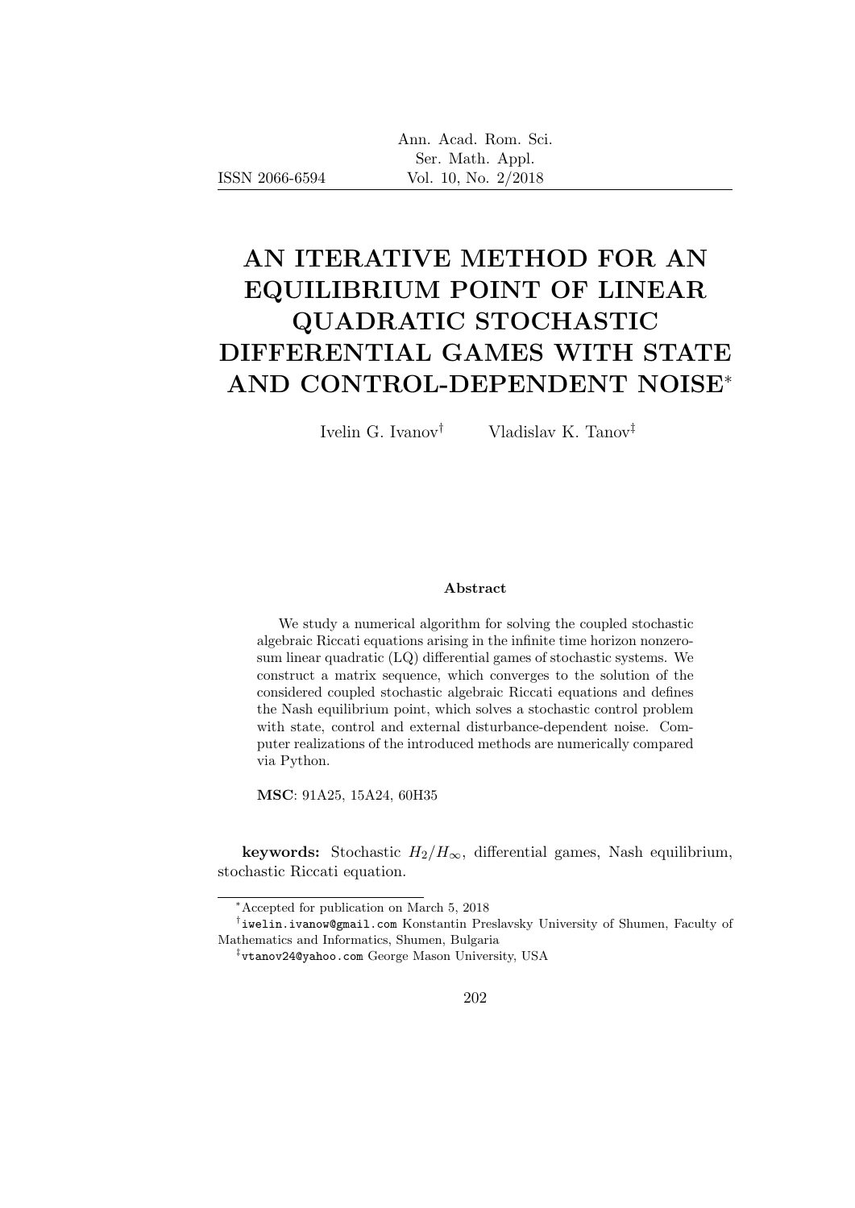ISSN 2066-6594

# AN ITERATIVE METHOD FOR AN EQUILIBRIUM POINT OF LINEAR QUADRATIC STOCHASTIC DIFFERENTIAL GAMES WITH STATE AND CONTROL-DEPENDENT NOISE[*]

Ivelin G. Ivanov[†] Vladislav K. Tanov[‡]

**Abstract**

We study a numerical algorithm for solving the coupled stochastic algebraic Riccati equations arising in the infinite time horizon nonzero-sum linear quadratic (LQ) differential games of stochastic systems. We construct a matrix sequence, which converges to the solution of the considered coupled stochastic algebraic Riccati equations and defines the Nash equilibrium point, which solves a stochastic control problem with state, control and external disturbance-dependent noise. Computer realizations of the introduced methods are numerically compared via Python.

**MSC**: 91A25, 15A24, 60H35

**keywords:** Stochastic $H_2/H_\infty$, differential games, Nash equilibrium, stochastic Riccati equation.

---

[*] Accepted for publication on March 5, 2018

[†] iwelin.ivanow@gmail.com Konstantin Preslavsky University of Shumen, Faculty of Mathematics and Informatics, Shumen, Bulgaria

[‡] vtanov24@yahoo.com George Mason University, USA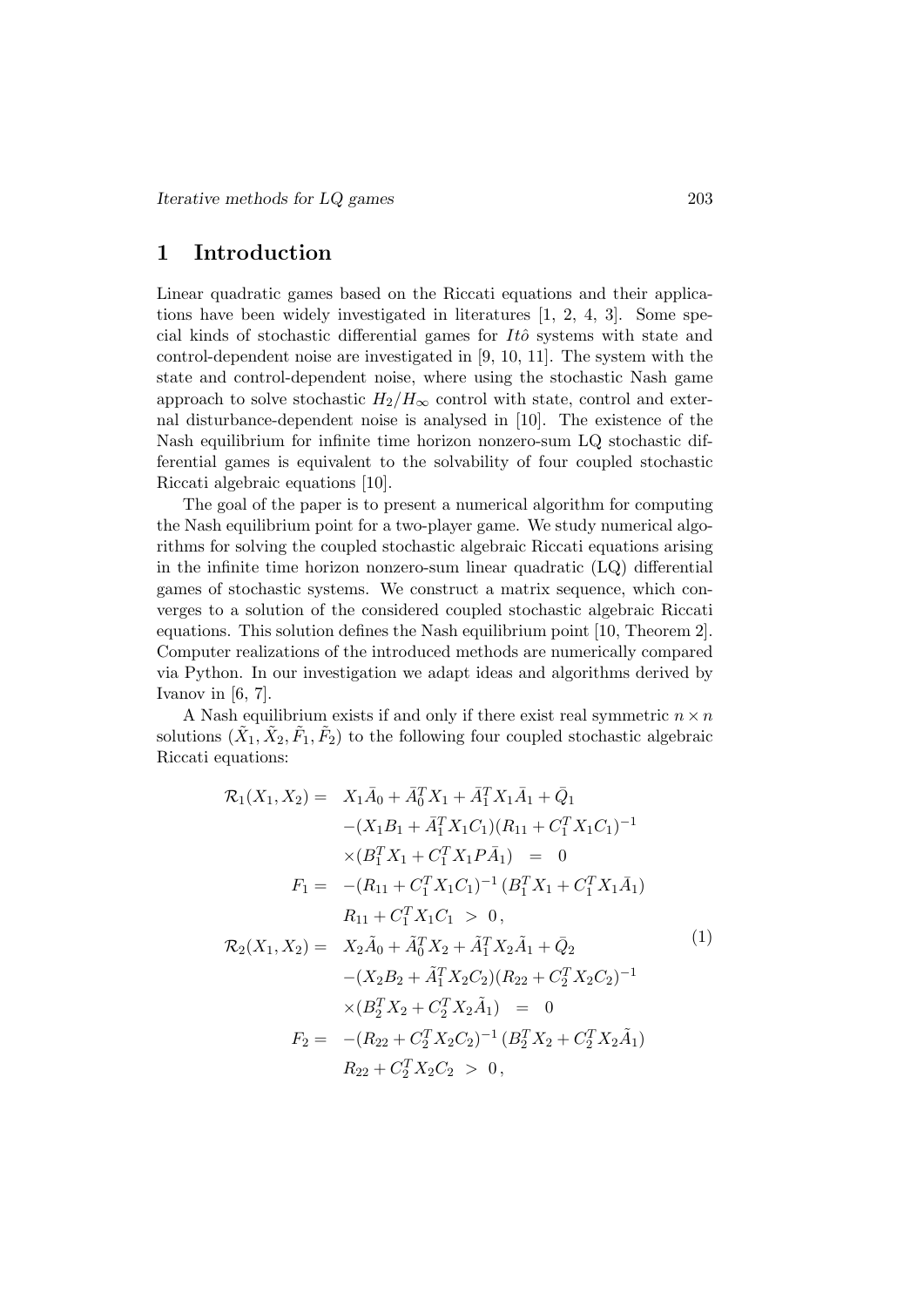# 1 Introduction

Linear quadratic games based on the Riccati equations and their applications have been widely investigated in literatures [1, 2, 4, 3]. Some special kinds of stochastic differential games for *Itô* systems with state and control-dependent noise are investigated in [9, 10, 11]. The system with the state and control-dependent noise, where using the stochastic Nash game approach to solve stochastic $H_2/H_\infty$ control with state, control and external disturbance-dependent noise is analysed in [10]. The existence of the Nash equilibrium for infinite time horizon nonzero-sum LQ stochastic differential games is equivalent to the solvability of four coupled stochastic Riccati algebraic equations [10].

The goal of the paper is to present a numerical algorithm for computing the Nash equilibrium point for a two-player game. We study numerical algorithms for solving the coupled stochastic algebraic Riccati equations arising in the infinite time horizon nonzero-sum linear quadratic (LQ) differential games of stochastic systems. We construct a matrix sequence, which converges to a solution of the considered coupled stochastic algebraic Riccati equations. This solution defines the Nash equilibrium point [10, Theorem 2]. Computer realizations of the introduced methods are numerically compared via Python. In our investigation we adapt ideas and algorithms derived by Ivanov in [6, 7].

A Nash equilibrium exists if and only if there exist real symmetric $n \times n$ solutions $(\tilde{X}_1, \tilde{X}_2, \tilde{F}_1, \tilde{F}_2)$ to the following four coupled stochastic algebraic Riccati equations:

$$
\begin{aligned}
\mathcal{R}_1(X_1, X_2) = \;& X_1 \bar{A}_0 + \bar{A}_0^T X_1 + \bar{A}_1^T X_1 \bar{A}_1 + \bar{Q}_1 \\
& -(X_1 B_1 + \bar{A}_1^T X_1 C_1)(R_{11} + C_1^T X_1 C_1)^{-1} \\
& \times (B_1^T X_1 + C_1^T X_1 P \bar{A}_1) \;=\; 0 \\
F_1 = \;& -(R_{11} + C_1^T X_1 C_1)^{-1} (B_1^T X_1 + C_1^T X_1 \bar{A}_1) \\
& R_{11} + C_1^T X_1 C_1 \;>\; 0\,, \\
\mathcal{R}_2(X_1, X_2) = \;& X_2 \tilde{A}_0 + \tilde{A}_0^T X_2 + \tilde{A}_1^T X_2 \tilde{A}_1 + \bar{Q}_2 \\
& -(X_2 B_2 + \tilde{A}_1^T X_2 C_2)(R_{22} + C_2^T X_2 C_2)^{-1} \\
& \times (B_2^T X_2 + C_2^T X_2 \tilde{A}_1) \;=\; 0 \\
F_2 = \;& -(R_{22} + C_2^T X_2 C_2)^{-1} (B_2^T X_2 + C_2^T X_2 \tilde{A}_1) \\
& R_{22} + C_2^T X_2 C_2 \;>\; 0\,,
\end{aligned}
\tag{1}
$$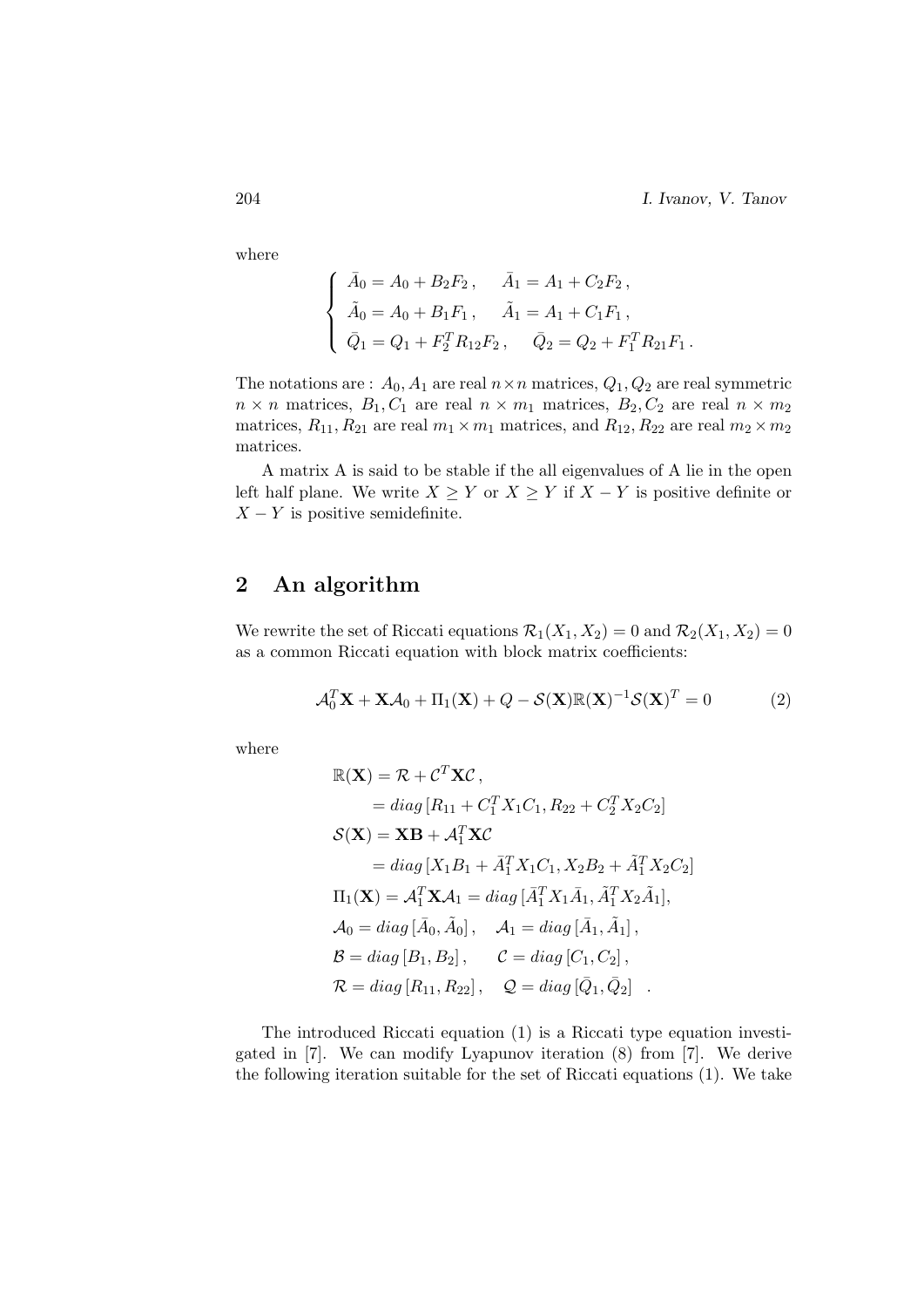where

$$
\begin{cases}
\bar{A}_0 = A_0 + B_2 F_2 \,, \quad \bar{A}_1 = A_1 + C_2 F_2 \,, \\
\tilde{A}_0 = A_0 + B_1 F_1 \,, \quad \tilde{A}_1 = A_1 + C_1 F_1 \,, \\
\bar{Q}_1 = Q_1 + F_2^T R_{12} F_2 \,, \quad \bar{Q}_2 = Q_2 + F_1^T R_{21} F_1 \,.
\end{cases}
$$

The notations are : $A_0, A_1$ are real $n \times n$ matrices, $Q_1, Q_2$ are real symmetric $n \times n$ matrices, $B_1, C_1$ are real $n \times m_1$ matrices, $B_2, C_2$ are real $n \times m_2$ matrices, $R_{11}, R_{21}$ are real $m_1 \times m_1$ matrices, and $R_{12}, R_{22}$ are real $m_2 \times m_2$ matrices.

A matrix A is said to be stable if the all eigenvalues of A lie in the open left half plane. We write $X \geq Y$ or $X \geq Y$ if $X - Y$ is positive definite or $X - Y$ is positive semidefinite.

## 2 An algorithm

We rewrite the set of Riccati equations $\mathcal{R}_1(X_1, X_2) = 0$ and $\mathcal{R}_2(X_1, X_2) = 0$ as a common Riccati equation with block matrix coefficients:

$$
\mathcal{A}_0^T \mathbf{X} + \mathbf{X} \mathcal{A}_0 + \Pi_1(\mathbf{X}) + Q - \mathcal{S}(\mathbf{X}) \mathbb{R}(\mathbf{X})^{-1} \mathcal{S}(\mathbf{X})^T = 0 \tag{2}
$$

where

$$
\begin{aligned}
\mathbb{R}(\mathbf{X}) &= \mathcal{R} + \mathcal{C}^T \mathbf{X} \mathcal{C} \,, \\
&= diag\,[R_{11} + C_1^T X_1 C_1, R_{22} + C_2^T X_2 C_2] \\
\mathcal{S}(\mathbf{X}) &= \mathbf{X} \mathbf{B} + \mathcal{A}_1^T \mathbf{X} \mathcal{C} \\
&= diag\,[X_1 B_1 + \bar{A}_1^T X_1 C_1, X_2 B_2 + \tilde{A}_1^T X_2 C_2] \\
\Pi_1(\mathbf{X}) &= \mathcal{A}_1^T \mathbf{X} \mathcal{A}_1 = diag\,[\bar{A}_1^T X_1 \bar{A}_1, \tilde{A}_1^T X_2 \tilde{A}_1], \\
\mathcal{A}_0 &= diag\,[\bar{A}_0, \tilde{A}_0] \,, \quad \mathcal{A}_1 = diag\,[\bar{A}_1, \tilde{A}_1] \,, \\
\mathcal{B} &= diag\,[B_1, B_2] \,, \qquad \mathcal{C} = diag\,[C_1, C_2] \,, \\
\mathcal{R} &= diag\,[R_{11}, R_{22}] \,, \quad \mathcal{Q} = diag\,[\bar{Q}_1, \bar{Q}_2] \quad .
\end{aligned}
$$

The introduced Riccati equation (1) is a Riccati type equation investigated in [7]. We can modify Lyapunov iteration (8) from [7]. We derive the following iteration suitable for the set of Riccati equations (1). We take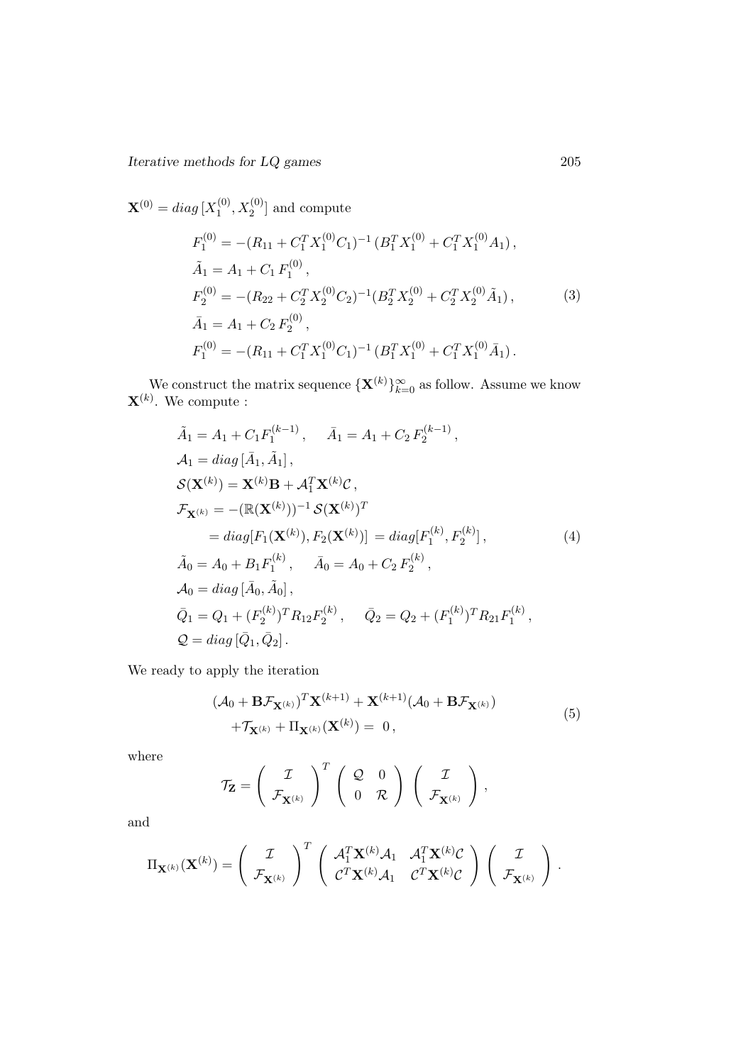$\mathbf{X}^{(0)} = diag\,[X_1^{(0)}, X_2^{(0)}]$ and compute

$$
\begin{aligned}
F_1^{(0)} &= -(R_{11} + C_1^T X_1^{(0)} C_1)^{-1} \, (B_1^T X_1^{(0)} + C_1^T X_1^{(0)} A_1) \,, \\
\tilde{A}_1 &= A_1 + C_1 \, F_1^{(0)} \,, \\
F_2^{(0)} &= -(R_{22} + C_2^T X_2^{(0)} C_2)^{-1} (B_2^T X_2^{(0)} + C_2^T X_2^{(0)} \tilde{A}_1) \,, \\
\bar{A}_1 &= A_1 + C_2 \, F_2^{(0)} \,, \\
F_1^{(0)} &= -(R_{11} + C_1^T X_1^{(0)} C_1)^{-1} \, (B_1^T X_1^{(0)} + C_1^T X_1^{(0)} \bar{A}_1) \,.
\end{aligned}
\tag{3}
$$

We construct the matrix sequence $\{\mathbf{X}^{(k)}\}_{k=0}^{\infty}$ as follow. Assume we know $\mathbf{X}^{(k)}$. We compute :

$$
\begin{aligned}
& \tilde{A}_1 = A_1 + C_1 F_1^{(k-1)} \,, \qquad \bar{A}_1 = A_1 + C_2 \, F_2^{(k-1)} \,, \\
& \mathcal{A}_1 = diag\,[\bar{A}_1, \tilde{A}_1] \,, \\
& \mathcal{S}(\mathbf{X}^{(k)}) = \mathbf{X}^{(k)} \mathbf{B} + \mathcal{A}_1^T \mathbf{X}^{(k)} \mathcal{C} \,, \\
& \mathcal{F}_{\mathbf{X}^{(k)}} = -(\mathbb{R}(\mathbf{X}^{(k)}))^{-1} \, \mathcal{S}(\mathbf{X}^{(k)})^T \\
& \qquad = diag[F_1(\mathbf{X}^{(k)}), F_2(\mathbf{X}^{(k)})] \, = diag[F_1^{(k)}, F_2^{(k)}] \,, \\
& \tilde{A}_0 = A_0 + B_1 F_1^{(k)} \,, \qquad \bar{A}_0 = A_0 + C_2 \, F_2^{(k)} \,, \\
& \mathcal{A}_0 = diag\,[\bar{A}_0, \tilde{A}_0] \,, \\
& \bar{Q}_1 = Q_1 + (F_2^{(k)})^T R_{12} F_2^{(k)} \,, \qquad \bar{Q}_2 = Q_2 + (F_1^{(k)})^T R_{21} F_1^{(k)} \,, \\
& \mathcal{Q} = diag\,[\bar{Q}_1, \bar{Q}_2] \,.
\end{aligned}
\tag{4}
$$

We ready to apply the iteration

$$
\begin{aligned}
& (\mathcal{A}_0 + \mathbf{B} \mathcal{F}_{\mathbf{X}^{(k)}})^T \mathbf{X}^{(k+1)} + \mathbf{X}^{(k+1)} (\mathcal{A}_0 + \mathbf{B} \mathcal{F}_{\mathbf{X}^{(k)}}) \\
& \quad + \mathcal{T}_{\mathbf{X}^{(k)}} + \Pi_{\mathbf{X}^{(k)}}(\mathbf{X}^{(k)}) = \; 0 \,,
\end{aligned}
\tag{5}
$$

where

$$
\mathcal{T}_{\mathbf{Z}} = \left( \begin{array}{c} \mathcal{I} \\ \mathcal{F}_{\mathbf{X}^{(k)}} \end{array} \right)^T \left( \begin{array}{cc} \mathcal{Q} & 0 \\ 0 & \mathcal{R} \end{array} \right) \left( \begin{array}{c} \mathcal{I} \\ \mathcal{F}_{\mathbf{X}^{(k)}} \end{array} \right) ,
$$

and

$$
\Pi_{\mathbf{X}^{(k)}}(\mathbf{X}^{(k)}) = \left( \begin{array}{c} \mathcal{I} \\ \mathcal{F}_{\mathbf{X}^{(k)}} \end{array} \right)^T \left( \begin{array}{cc} \mathcal{A}_1^T \mathbf{X}^{(k)} \mathcal{A}_1 & \mathcal{A}_1^T \mathbf{X}^{(k)} \mathcal{C} \\ \mathcal{C}^T \mathbf{X}^{(k)} \mathcal{A}_1 & \mathcal{C}^T \mathbf{X}^{(k)} \mathcal{C} \end{array} \right) \left( \begin{array}{c} \mathcal{I} \\ \mathcal{F}_{\mathbf{X}^{(k)}} \end{array} \right) .
$$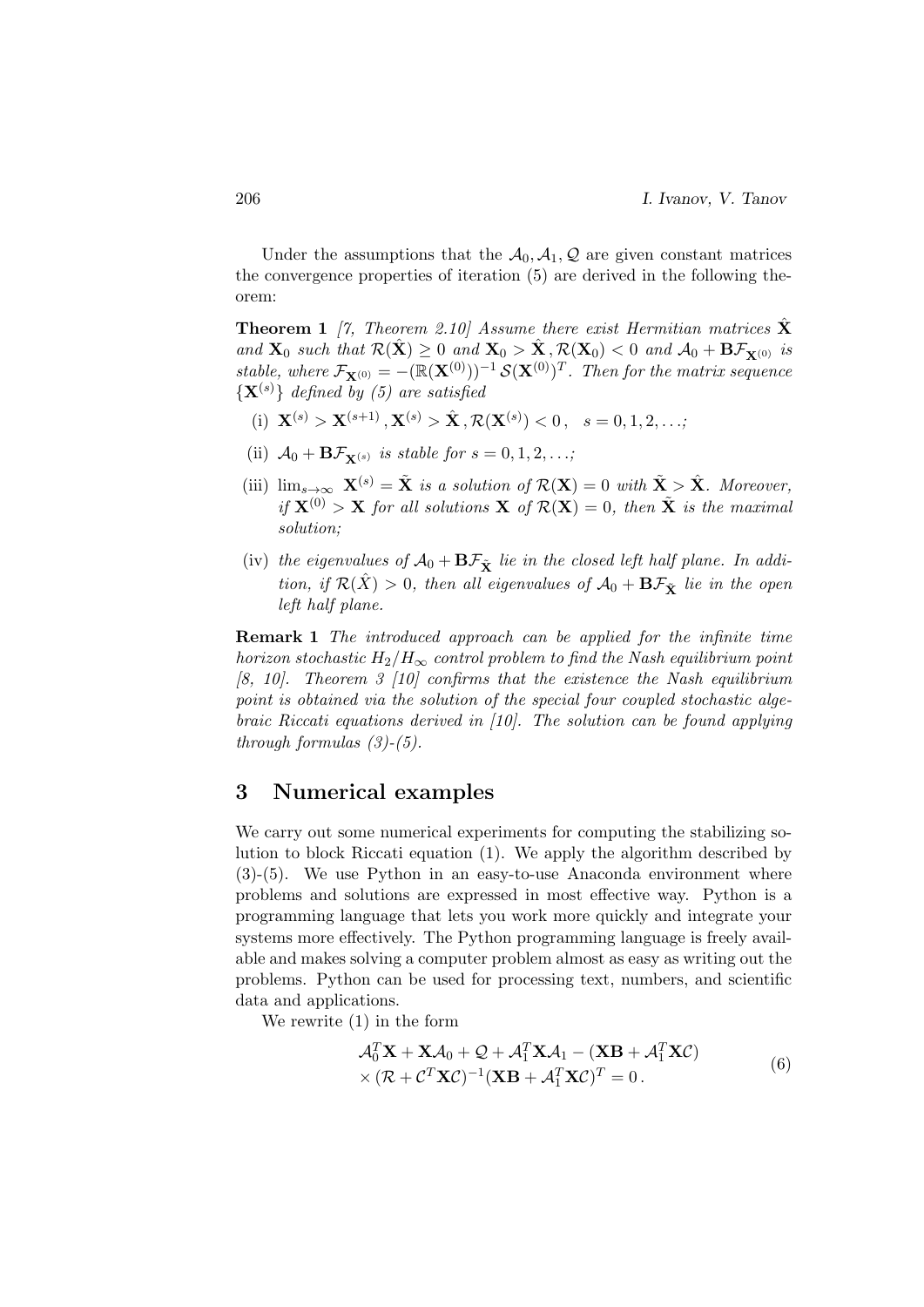Under the assumptions that the $\mathcal{A}_0, \mathcal{A}_1, \mathcal{Q}$ are given constant matrices the convergence properties of iteration (5) are derived in the following theorem:

**Theorem 1** *[7, Theorem 2.10] Assume there exist Hermitian matrices* $\hat{\mathbf{X}}$ *and* $\mathbf{X}_0$ *such that* $\mathcal{R}(\hat{\mathbf{X}}) \geq 0$ *and* $\mathbf{X}_0 > \hat{\mathbf{X}}, \mathcal{R}(\mathbf{X}_0) < 0$ *and* $\mathcal{A}_0 + \mathbf{B}\mathcal{F}_{\mathbf{X}^{(0)}}$ *is stable, where* $\mathcal{F}_{\mathbf{X}^{(0)}} = -(\mathbb{R}(\mathbf{X}^{(0)}))^{-1}\, \mathcal{S}(\mathbf{X}^{(0)})^T$*. Then for the matrix sequence* $\{\mathbf{X}^{(s)}\}$ *defined by (5) are satisfied*

(i) $\mathbf{X}^{(s)} > \mathbf{X}^{(s+1)}, \mathbf{X}^{(s)} > \hat{\mathbf{X}}, \mathcal{R}(\mathbf{X}^{(s)}) < 0, \quad s = 0, 1, 2, \ldots$*;*

(ii) $\mathcal{A}_0 + \mathbf{B}\mathcal{F}_{\mathbf{X}^{(s)}}$ *is stable for* $s = 0, 1, 2, \ldots$*;*

(iii) $\lim_{s\to\infty} \mathbf{X}^{(s)} = \tilde{\mathbf{X}}$ *is a solution of* $\mathcal{R}(\mathbf{X}) = 0$ *with* $\tilde{\mathbf{X}} > \hat{\mathbf{X}}$*. Moreover, if* $\mathbf{X}^{(0)} > \mathbf{X}$ *for all solutions* $\mathbf{X}$ *of* $\mathcal{R}(\mathbf{X}) = 0$*, then* $\tilde{\mathbf{X}}$ *is the maximal solution;*

(iv) *the eigenvalues of* $\mathcal{A}_0 + \mathbf{B}\mathcal{F}_{\tilde{\mathbf{X}}}$ *lie in the closed left half plane. In addition, if* $\mathcal{R}(\hat{X}) > 0$*, then all eigenvalues of* $\mathcal{A}_0 + \mathbf{B}\mathcal{F}_{\tilde{\mathbf{X}}}$ *lie in the open left half plane.*

**Remark 1** *The introduced approach can be applied for the infinite time horizon stochastic* $H_2/H_\infty$ *control problem to find the Nash equilibrium point [8, 10]. Theorem 3 [10] confirms that the existence the Nash equilibrium point is obtained via the solution of the special four coupled stochastic algebraic Riccati equations derived in [10]. The solution can be found applying through formulas (3)-(5).*

## 3 Numerical examples

We carry out some numerical experiments for computing the stabilizing solution to block Riccati equation (1). We apply the algorithm described by (3)-(5). We use Python in an easy-to-use Anaconda environment where problems and solutions are expressed in most effective way. Python is a programming language that lets you work more quickly and integrate your systems more effectively. The Python programming language is freely available and makes solving a computer problem almost as easy as writing out the problems. Python can be used for processing text, numbers, and scientific data and applications.

We rewrite (1) in the form

$$
\begin{aligned}
&\mathcal{A}_0^T \mathbf{X} + \mathbf{X}\mathcal{A}_0 + \mathcal{Q} + \mathcal{A}_1^T \mathbf{X}\mathcal{A}_1 - (\mathbf{X}\mathbf{B} + \mathcal{A}_1^T \mathbf{X}\mathcal{C}) \\
&\times (\mathcal{R} + \mathcal{C}^T \mathbf{X}\mathcal{C})^{-1} (\mathbf{X}\mathbf{B} + \mathcal{A}_1^T \mathbf{X}\mathcal{C})^T = 0\,.
\end{aligned} \tag{6}
$$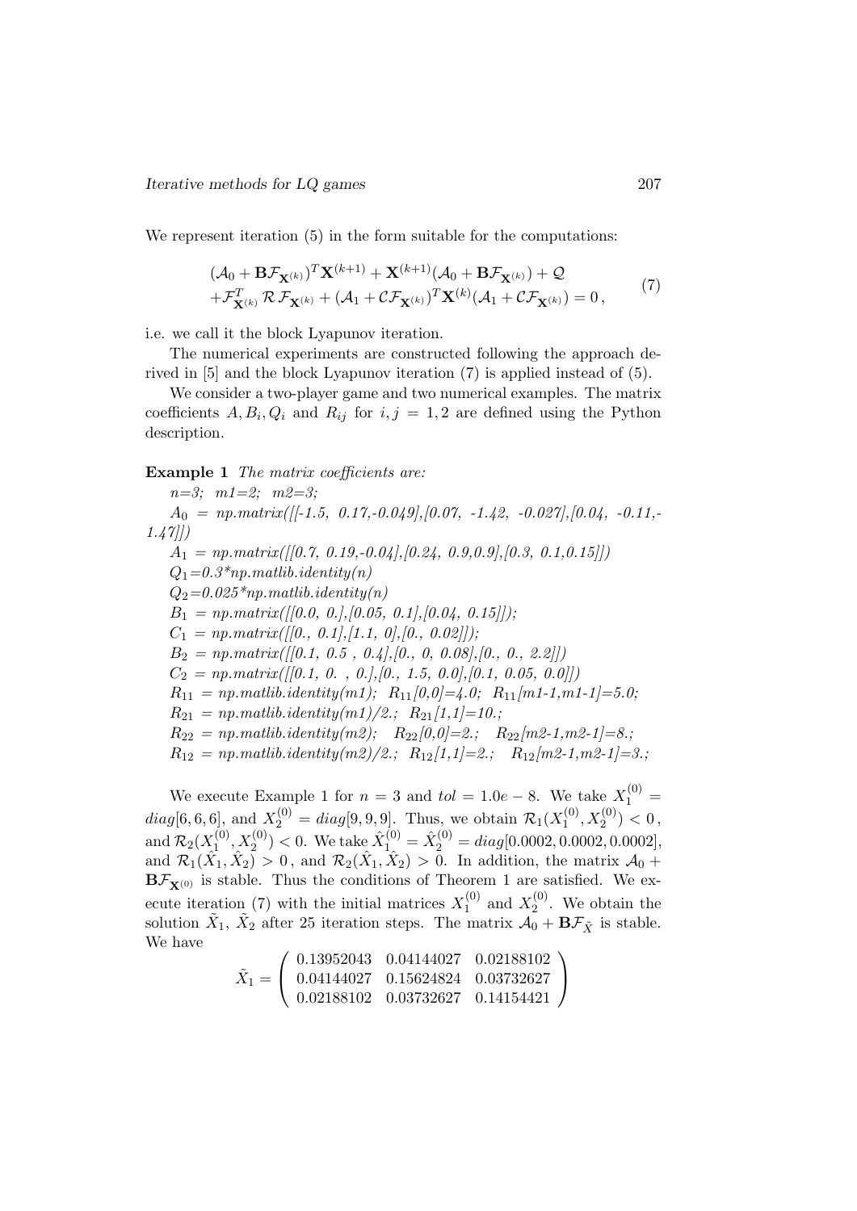We represent iteration (5) in the form suitable for the computations:

$$
\begin{aligned}
&(\mathcal{A}_0 + \mathbf{B}\mathcal{F}_{\mathbf{X}^{(k)}})^T \mathbf{X}^{(k+1)} + \mathbf{X}^{(k+1)}(\mathcal{A}_0 + \mathbf{B}\mathcal{F}_{\mathbf{X}^{(k)}}) + \mathcal{Q} \\
&+ \mathcal{F}^T_{\mathbf{X}^{(k)}} \, \mathcal{R} \, \mathcal{F}_{\mathbf{X}^{(k)}} + (\mathcal{A}_1 + \mathcal{C}\mathcal{F}_{\mathbf{X}^{(k)}})^T \mathbf{X}^{(k)} (\mathcal{A}_1 + \mathcal{C}\mathcal{F}_{\mathbf{X}^{(k)}}) = 0 \,,
\end{aligned}
\tag{7}
$$

i.e. we call it the block Lyapunov iteration.

The numerical experiments are constructed following the approach derived in [5] and the block Lyapunov iteration (7) is applied instead of (5).

We consider a two-player game and two numerical examples. The matrix coefficients $A, B_i, Q_i$ and $R_{ij}$ for $i, j = 1, 2$ are defined using the Python description.

**Example 1** *The matrix coefficients are:*

```
n=3;  m1=2;  m2=3;
A0 = np.matrix([[-1.5, 0.17,-0.049],[0.07, -1.42, -0.027],[0.04, -0.11,-1.47]])
A1 = np.matrix([[0.7, 0.19,-0.04],[0.24, 0.9,0.9],[0.3, 0.1,0.15]])
Q1=0.3*np.matlib.identity(n)
Q2=0.025*np.matlib.identity(n)
B1 = np.matrix([[0.0, 0.],[0.05, 0.1],[0.04, 0.15]]);
C1 = np.matrix([[0., 0.1],[1.1, 0],[0., 0.02]]);
B2 = np.matrix([[0.1, 0.5 , 0.4],[0., 0, 0.08],[0., 0., 2.2]])
C2 = np.matrix([[0.1, 0. , 0.],[0., 1.5, 0.0],[0.1, 0.05, 0.0]])
R11 = np.matlib.identity(m1);  R11[0,0]=4.0;  R11[m1-1,m1-1]=5.0;
R21 = np.matlib.identity(m1)/2.;  R21[1,1]=10.;
R22 = np.matlib.identity(m2);   R22[0,0]=2.;   R22[m2-1,m2-1]=8.;
R12 = np.matlib.identity(m2)/2.;  R12[1,1]=2.;   R12[m2-1,m2-1]=3.;
```

We execute Example 1 for $n = 3$ and $tol = 1.0e-8$. We take $X_1^{(0)} = diag[6, 6, 6]$, and $X_2^{(0)} = diag[9, 9, 9]$. Thus, we obtain $\mathcal{R}_1(X_1^{(0)}, X_2^{(0)}) < 0$, and $\mathcal{R}_2(X_1^{(0)}, X_2^{(0)}) < 0$. We take $\hat{X}_1^{(0)} = \hat{X}_2^{(0)} = diag[0.0002, 0.0002, 0.0002]$, and $\mathcal{R}_1(\hat{X}_1, \hat{X}_2) > 0$, and $\mathcal{R}_2(\hat{X}_1, \hat{X}_2) > 0$. In addition, the matrix $\mathcal{A}_0 + \mathbf{B}\mathcal{F}_{\mathbf{X}^{(0)}}$ is stable. Thus the conditions of Theorem 1 are satisfied. We execute iteration (7) with the initial matrices $X_1^{(0)}$ and $X_2^{(0)}$. We obtain the solution $\tilde{X}_1$, $\tilde{X}_2$ after 25 iteration steps. The matrix $\mathcal{A}_0 + \mathbf{B}\mathcal{F}_{\tilde{X}}$ is stable. We have

$$
\tilde{X}_1 = \begin{pmatrix} 0.13952043 & 0.04144027 & 0.02188102 \\ 0.04144027 & 0.15624824 & 0.03732627 \\ 0.02188102 & 0.03732627 & 0.14154421 \end{pmatrix}
$$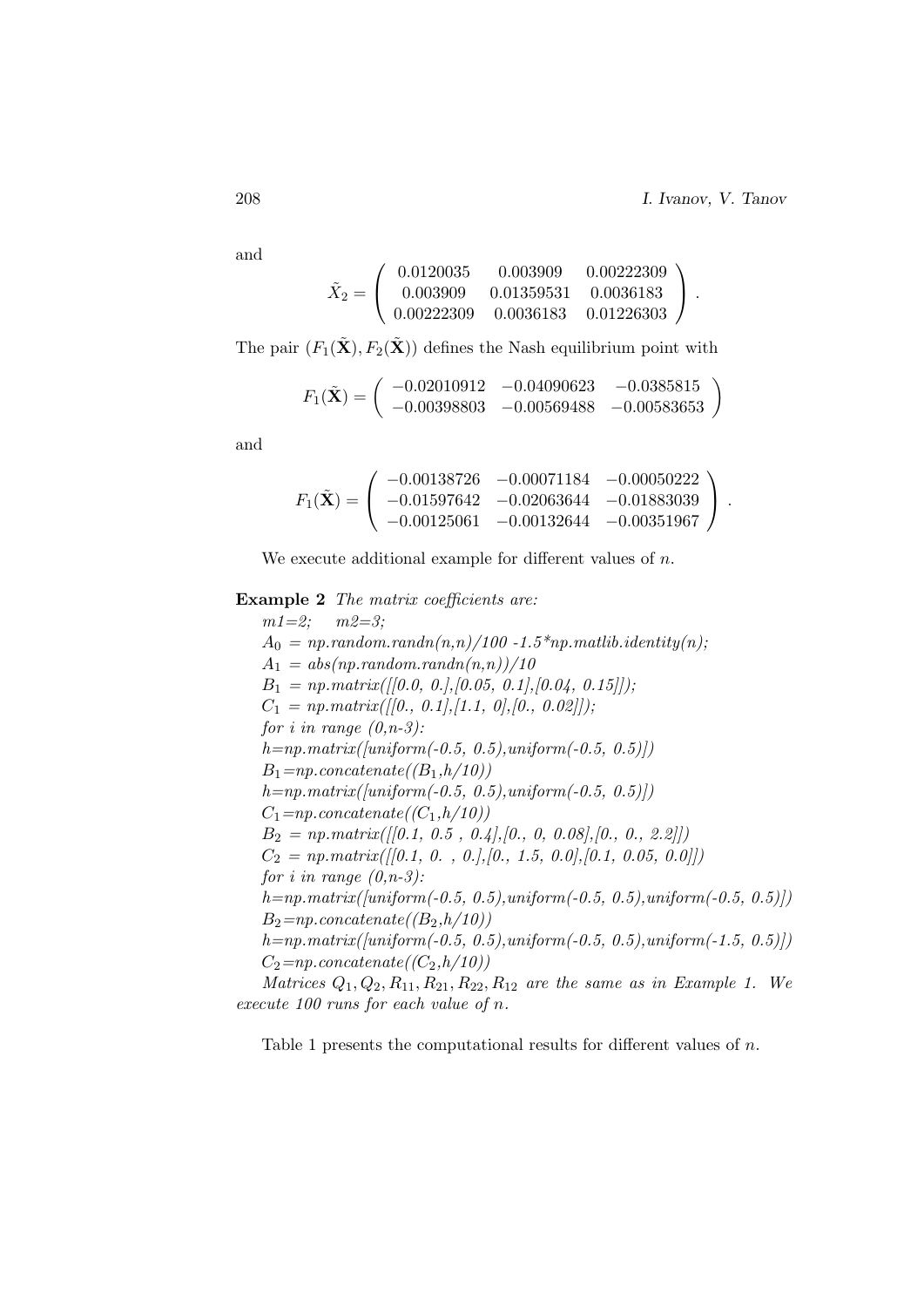and

$$
\tilde{X}_2 = \begin{pmatrix} 0.0120035 & 0.003909 & 0.00222309 \\ 0.003909 & 0.01359531 & 0.0036183 \\ 0.00222309 & 0.0036183 & 0.01226303 \end{pmatrix}.
$$

The pair $(F_1(\tilde{\mathbf{X}}), F_2(\tilde{\mathbf{X}}))$ defines the Nash equilibrium point with

$$
F_1(\tilde{\mathbf{X}}) = \begin{pmatrix} -0.02010912 & -0.04090623 & -0.0385815 \\ -0.00398803 & -0.00569488 & -0.00583653 \end{pmatrix}
$$

and

$$
F_1(\tilde{\mathbf{X}}) = \begin{pmatrix} -0.00138726 & -0.00071184 & -0.00050222 \\ -0.01597642 & -0.02063644 & -0.01883039 \\ -0.00125061 & -0.00132644 & -0.00351967 \end{pmatrix}.
$$

We execute additional example for different values of $n$.

**Example 2** *The matrix coefficients are:*

*m1=2;   m2=3;*
$A_0$ *= np.random.randn(n,n)/100 -1.5\*np.matlib.identity(n);*
$A_1$ *= abs(np.random.randn(n,n))/10*
$B_1$ *= np.matrix([[0.0, 0.],[0.05, 0.1],[0.04, 0.15]]);*
$C_1$ *= np.matrix([[0., 0.1],[1.1, 0],[0., 0.02]]);*
*for i in range (0,n-3):*
*h=np.matrix([uniform(-0.5, 0.5),uniform(-0.5, 0.5)])*
$B_1$*=np.concatenate((*$B_1$*,h/10))*
*h=np.matrix([uniform(-0.5, 0.5),uniform(-0.5, 0.5)])*
$C_1$*=np.concatenate((*$C_1$*,h/10))*
$B_2$ *= np.matrix([[0.1, 0.5 , 0.4],[0., 0, 0.08],[0., 0., 2.2]])*
$C_2$ *= np.matrix([[0.1, 0. , 0.],[0., 1.5, 0.0],[0.1, 0.05, 0.0]])*
*for i in range (0,n-3):*
*h=np.matrix([uniform(-0.5, 0.5),uniform(-0.5, 0.5),uniform(-0.5, 0.5)])*
$B_2$*=np.concatenate((*$B_2$*,h/10))*
*h=np.matrix([uniform(-0.5, 0.5),uniform(-0.5, 0.5),uniform(-1.5, 0.5)])*
$C_2$*=np.concatenate((*$C_2$*,h/10))*

*Matrices* $Q_1, Q_2, R_{11}, R_{21}, R_{22}, R_{12}$ *are the same as in Example 1. We execute 100 runs for each value of n.*

Table 1 presents the computational results for different values of $n$.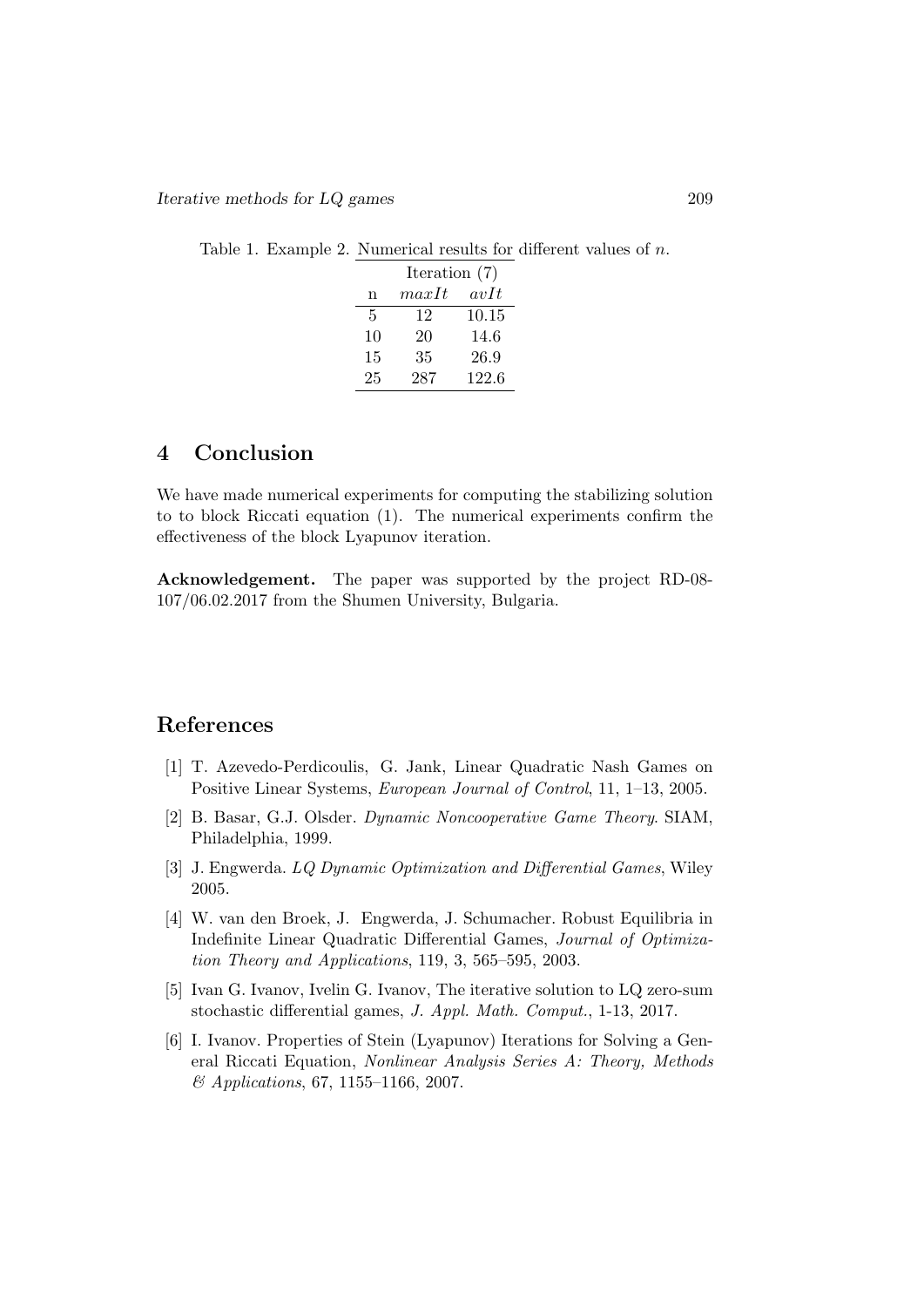Table 1. Example 2. Numerical results for different values of $n$.

| | Iteration (7) | |
|---|---|---|
| n | $maxIt$ | $avIt$ |
| 5 | 12 | 10.15 |
| 10 | 20 | 14.6 |
| 15 | 35 | 26.9 |
| 25 | 287 | 122.6 |

## 4 Conclusion

We have made numerical experiments for computing the stabilizing solution to to block Riccati equation (1). The numerical experiments confirm the effectiveness of the block Lyapunov iteration.

**Acknowledgement.** The paper was supported by the project RD-08-107/06.02.2017 from the Shumen University, Bulgaria.

## References

[1] T. Azevedo-Perdicoulis, G. Jank, Linear Quadratic Nash Games on Positive Linear Systems, *European Journal of Control*, 11, 1–13, 2005.

[2] B. Basar, G.J. Olsder. *Dynamic Noncooperative Game Theory*. SIAM, Philadelphia, 1999.

[3] J. Engwerda. *LQ Dynamic Optimization and Differential Games*, Wiley 2005.

[4] W. van den Broek, J. Engwerda, J. Schumacher. Robust Equilibria in Indefinite Linear Quadratic Differential Games, *Journal of Optimization Theory and Applications*, 119, 3, 565–595, 2003.

[5] Ivan G. Ivanov, Ivelin G. Ivanov, The iterative solution to LQ zero-sum stochastic differential games, *J. Appl. Math. Comput.*, 1-13, 2017.

[6] I. Ivanov. Properties of Stein (Lyapunov) Iterations for Solving a General Riccati Equation, *Nonlinear Analysis Series A: Theory, Methods & Applications*, 67, 1155–1166, 2007.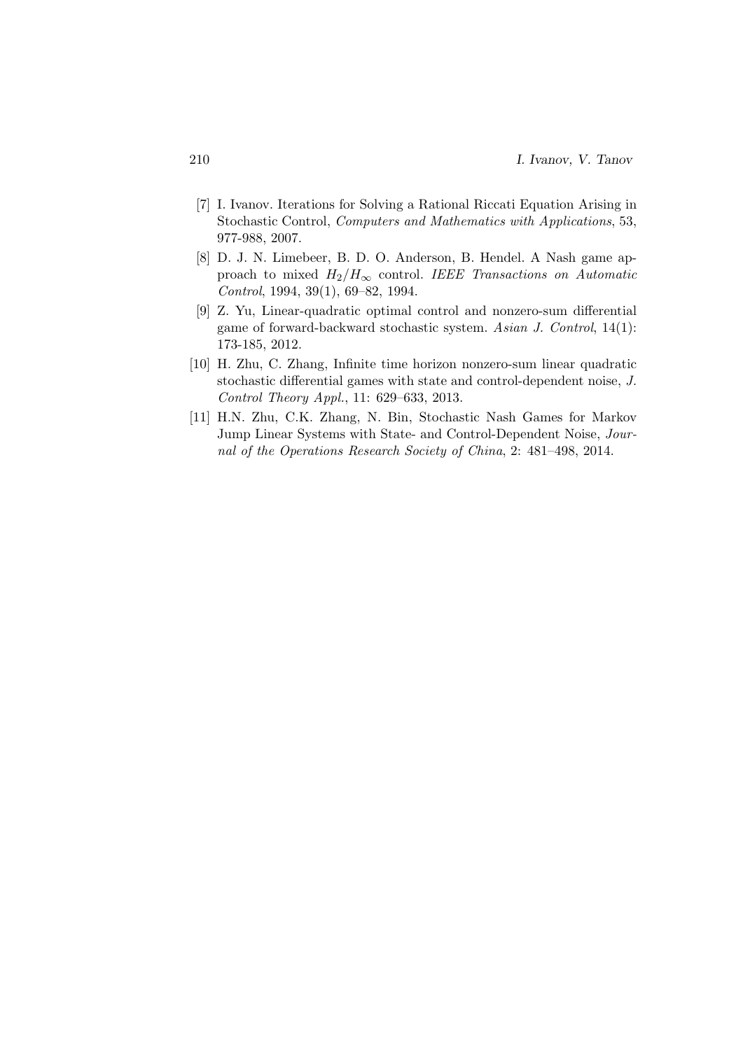[7] I. Ivanov. Iterations for Solving a Rational Riccati Equation Arising in Stochastic Control, *Computers and Mathematics with Applications*, 53, 977-988, 2007.

[8] D. J. N. Limebeer, B. D. O. Anderson, B. Hendel. A Nash game approach to mixed $H_2/H_\infty$ control. *IEEE Transactions on Automatic Control*, 1994, 39(1), 69–82, 1994.

[9] Z. Yu, Linear-quadratic optimal control and nonzero-sum differential game of forward-backward stochastic system. *Asian J. Control*, 14(1): 173-185, 2012.

[10] H. Zhu, C. Zhang, Infinite time horizon nonzero-sum linear quadratic stochastic differential games with state and control-dependent noise, *J. Control Theory Appl.*, 11: 629–633, 2013.

[11] H.N. Zhu, C.K. Zhang, N. Bin, Stochastic Nash Games for Markov Jump Linear Systems with State- and Control-Dependent Noise, *Journal of the Operations Research Society of China*, 2: 481–498, 2014.